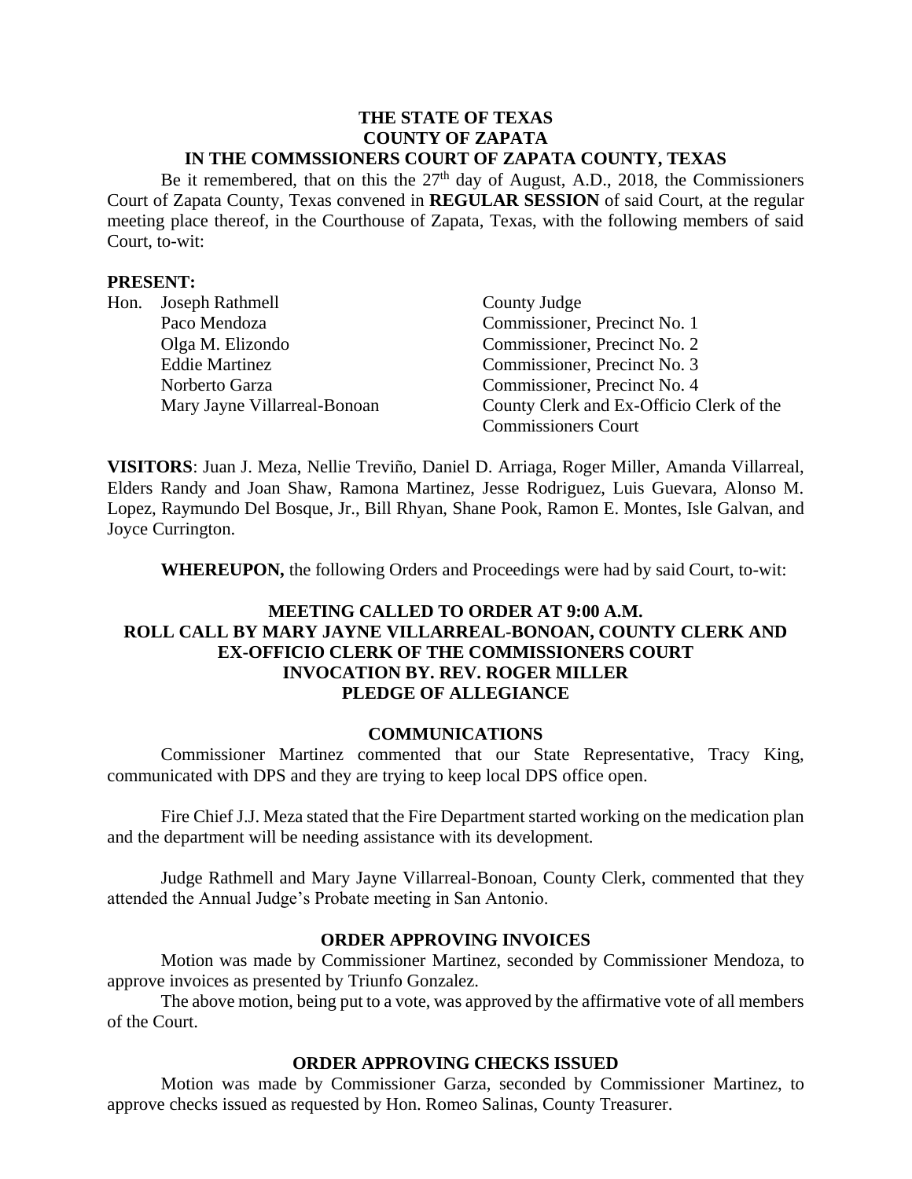**THE STATE OF TEXAS**
**COUNTY OF ZAPATA**
**IN THE COMMSSIONERS COURT OF ZAPATA COUNTY, TEXAS**

Be it remembered, that on this the 27th day of August, A.D., 2018, the Commissioners Court of Zapata County, Texas convened in **REGULAR SESSION** of said Court, at the regular meeting place thereof, in the Courthouse of Zapata, Texas, with the following members of said Court, to-wit:

**PRESENT:**

| | | |
|---|---|---|
| Hon. | Joseph Rathmell | County Judge |
| | Paco Mendoza | Commissioner, Precinct No. 1 |
| | Olga M. Elizondo | Commissioner, Precinct No. 2 |
| | Eddie Martinez | Commissioner, Precinct No. 3 |
| | Norberto Garza | Commissioner, Precinct No. 4 |
| | Mary Jayne Villarreal-Bonoan | County Clerk and Ex-Officio Clerk of the Commissioners Court |

**VISITORS**: Juan J. Meza, Nellie Treviño, Daniel D. Arriaga, Roger Miller, Amanda Villarreal, Elders Randy and Joan Shaw, Ramona Martinez, Jesse Rodriguez, Luis Guevara, Alonso M. Lopez, Raymundo Del Bosque, Jr., Bill Rhyan, Shane Pook, Ramon E. Montes, Isle Galvan, and Joyce Currington.

**WHEREUPON,** the following Orders and Proceedings were had by said Court, to-wit:

**MEETING CALLED TO ORDER AT 9:00 A.M.**
**ROLL CALL BY MARY JAYNE VILLARREAL-BONOAN, COUNTY CLERK AND EX-OFFICIO CLERK OF THE COMMISSIONERS COURT**
**INVOCATION BY. REV. ROGER MILLER**
**PLEDGE OF ALLEGIANCE**

**COMMUNICATIONS**

Commissioner Martinez commented that our State Representative, Tracy King, communicated with DPS and they are trying to keep local DPS office open.

Fire Chief J.J. Meza stated that the Fire Department started working on the medication plan and the department will be needing assistance with its development.

Judge Rathmell and Mary Jayne Villarreal-Bonoan, County Clerk, commented that they attended the Annual Judge's Probate meeting in San Antonio.

**ORDER APPROVING INVOICES**

Motion was made by Commissioner Martinez, seconded by Commissioner Mendoza, to approve invoices as presented by Triunfo Gonzalez.

The above motion, being put to a vote, was approved by the affirmative vote of all members of the Court.

**ORDER APPROVING CHECKS ISSUED**

Motion was made by Commissioner Garza, seconded by Commissioner Martinez, to approve checks issued as requested by Hon. Romeo Salinas, County Treasurer.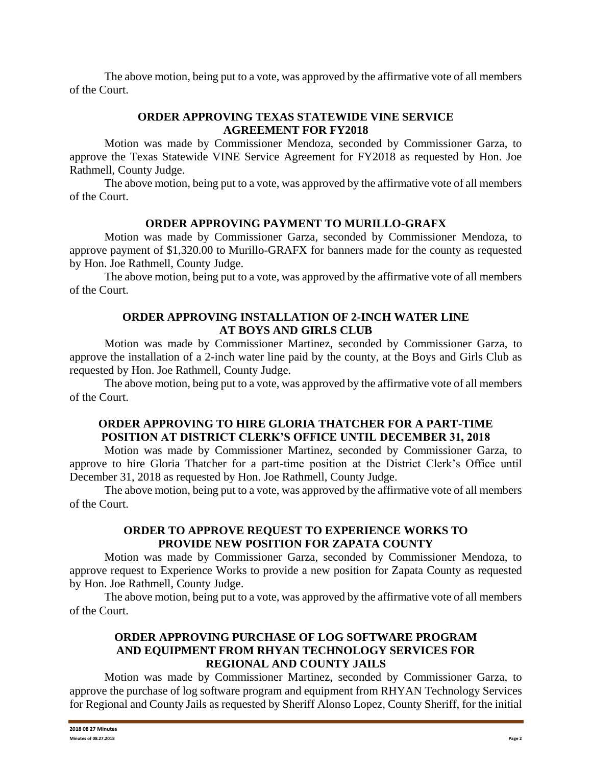The above motion, being put to a vote, was approved by the affirmative vote of all members of the Court.

**ORDER APPROVING TEXAS STATEWIDE VINE SERVICE AGREEMENT FOR FY2018**

Motion was made by Commissioner Mendoza, seconded by Commissioner Garza, to approve the Texas Statewide VINE Service Agreement for FY2018 as requested by Hon. Joe Rathmell, County Judge.

The above motion, being put to a vote, was approved by the affirmative vote of all members of the Court.

**ORDER APPROVING PAYMENT TO MURILLO-GRAFX**

Motion was made by Commissioner Garza, seconded by Commissioner Mendoza, to approve payment of $1,320.00 to Murillo-GRAFX for banners made for the county as requested by Hon. Joe Rathmell, County Judge.

The above motion, being put to a vote, was approved by the affirmative vote of all members of the Court.

**ORDER APPROVING INSTALLATION OF 2-INCH WATER LINE AT BOYS AND GIRLS CLUB**

Motion was made by Commissioner Martinez, seconded by Commissioner Garza, to approve the installation of a 2-inch water line paid by the county, at the Boys and Girls Club as requested by Hon. Joe Rathmell, County Judge.

The above motion, being put to a vote, was approved by the affirmative vote of all members of the Court.

**ORDER APPROVING TO HIRE GLORIA THATCHER FOR A PART-TIME POSITION AT DISTRICT CLERK'S OFFICE UNTIL DECEMBER 31, 2018**

Motion was made by Commissioner Martinez, seconded by Commissioner Garza, to approve to hire Gloria Thatcher for a part-time position at the District Clerk's Office until December 31, 2018 as requested by Hon. Joe Rathmell, County Judge.

The above motion, being put to a vote, was approved by the affirmative vote of all members of the Court.

**ORDER TO APPROVE REQUEST TO EXPERIENCE WORKS TO PROVIDE NEW POSITION FOR ZAPATA COUNTY**

Motion was made by Commissioner Garza, seconded by Commissioner Mendoza, to approve request to Experience Works to provide a new position for Zapata County as requested by Hon. Joe Rathmell, County Judge.

The above motion, being put to a vote, was approved by the affirmative vote of all members of the Court.

**ORDER APPROVING PURCHASE OF LOG SOFTWARE PROGRAM AND EQUIPMENT FROM RHYAN TECHNOLOGY SERVICES FOR REGIONAL AND COUNTY JAILS**

Motion was made by Commissioner Martinez, seconded by Commissioner Garza, to approve the purchase of log software program and equipment from RHYAN Technology Services for Regional and County Jails as requested by Sheriff Alonso Lopez, County Sheriff, for the initial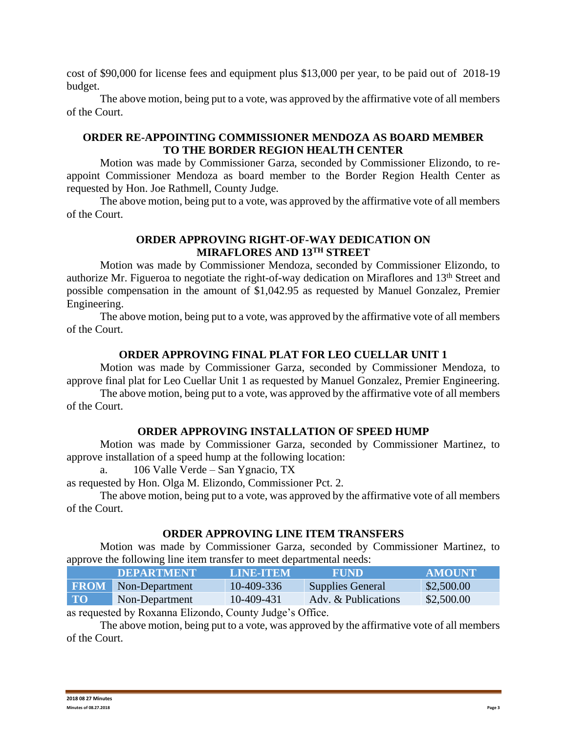cost of $90,000 for license fees and equipment plus $13,000 per year, to be paid out of 2018-19 budget.

The above motion, being put to a vote, was approved by the affirmative vote of all members of the Court.

**ORDER RE-APPOINTING COMMISSIONER MENDOZA AS BOARD MEMBER TO THE BORDER REGION HEALTH CENTER**

Motion was made by Commissioner Garza, seconded by Commissioner Elizondo, to re-appoint Commissioner Mendoza as board member to the Border Region Health Center as requested by Hon. Joe Rathmell, County Judge.

The above motion, being put to a vote, was approved by the affirmative vote of all members of the Court.

**ORDER APPROVING RIGHT-OF-WAY DEDICATION ON MIRAFLORES AND 13TH STREET**

Motion was made by Commissioner Mendoza, seconded by Commissioner Elizondo, to authorize Mr. Figueroa to negotiate the right-of-way dedication on Miraflores and 13th Street and possible compensation in the amount of $1,042.95 as requested by Manuel Gonzalez, Premier Engineering.

The above motion, being put to a vote, was approved by the affirmative vote of all members of the Court.

**ORDER APPROVING FINAL PLAT FOR LEO CUELLAR UNIT 1**

Motion was made by Commissioner Garza, seconded by Commissioner Mendoza, to approve final plat for Leo Cuellar Unit 1 as requested by Manuel Gonzalez, Premier Engineering.

The above motion, being put to a vote, was approved by the affirmative vote of all members of the Court.

**ORDER APPROVING INSTALLATION OF SPEED HUMP**

Motion was made by Commissioner Garza, seconded by Commissioner Martinez, to approve installation of a speed hump at the following location:

a. 106 Valle Verde – San Ygnacio, TX

as requested by Hon. Olga M. Elizondo, Commissioner Pct. 2.

The above motion, being put to a vote, was approved by the affirmative vote of all members of the Court.

**ORDER APPROVING LINE ITEM TRANSFERS**

Motion was made by Commissioner Garza, seconded by Commissioner Martinez, to approve the following line item transfer to meet departmental needs:

| | DEPARTMENT | LINE-ITEM | FUND | AMOUNT |
|---|---|---|---|---|
| FROM | Non-Department | 10-409-336 | Supplies General | $2,500.00 |
| TO | Non-Department | 10-409-431 | Adv. & Publications | $2,500.00 |

as requested by Roxanna Elizondo, County Judge's Office.

The above motion, being put to a vote, was approved by the affirmative vote of all members of the Court.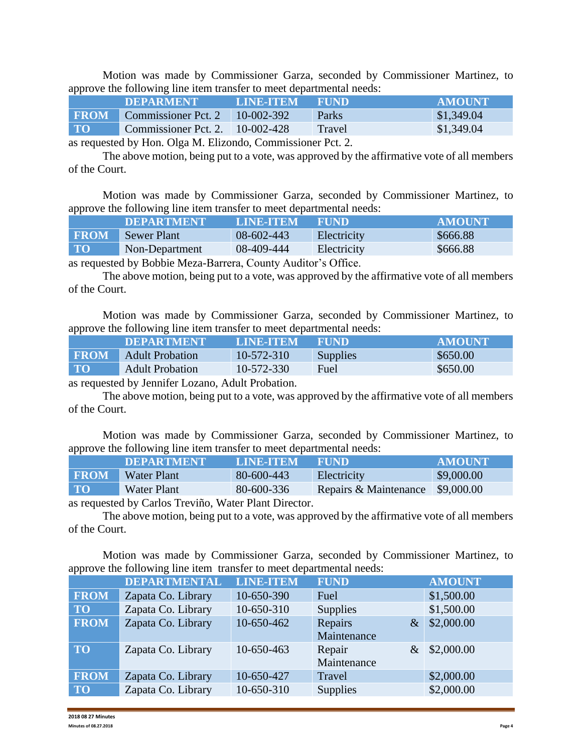Motion was made by Commissioner Garza, seconded by Commissioner Martinez, to approve the following line item transfer to meet departmental needs:

| | DEPARMENT | LINE-ITEM | FUND | AMOUNT |
|---|---|---|---|---|
| FROM | Commissioner Pct. 2 | 10-002-392 | Parks | $1,349.04 |
| TO | Commissioner Pct. 2. | 10-002-428 | Travel | $1,349.04 |

as requested by Hon. Olga M. Elizondo, Commissioner Pct. 2.

The above motion, being put to a vote, was approved by the affirmative vote of all members of the Court.

Motion was made by Commissioner Garza, seconded by Commissioner Martinez, to approve the following line item transfer to meet departmental needs:

| | DEPARTMENT | LINE-ITEM | FUND | AMOUNT |
|---|---|---|---|---|
| FROM | Sewer Plant | 08-602-443 | Electricity | $666.88 |
| TO | Non-Department | 08-409-444 | Electricity | $666.88 |

as requested by Bobbie Meza-Barrera, County Auditor's Office.

The above motion, being put to a vote, was approved by the affirmative vote of all members of the Court.

Motion was made by Commissioner Garza, seconded by Commissioner Martinez, to approve the following line item transfer to meet departmental needs:

| | DEPARTMENT | LINE-ITEM | FUND | AMOUNT |
|---|---|---|---|---|
| FROM | Adult Probation | 10-572-310 | Supplies | $650.00 |
| TO | Adult Probation | 10-572-330 | Fuel | $650.00 |

as requested by Jennifer Lozano, Adult Probation.

The above motion, being put to a vote, was approved by the affirmative vote of all members of the Court.

Motion was made by Commissioner Garza, seconded by Commissioner Martinez, to approve the following line item transfer to meet departmental needs:

| | DEPARTMENT | LINE-ITEM | FUND | AMOUNT |
|---|---|---|---|---|
| FROM | Water Plant | 80-600-443 | Electricity | $9,000.00 |
| TO | Water Plant | 80-600-336 | Repairs & Maintenance | $9,000.00 |

as requested by Carlos Treviño, Water Plant Director.

The above motion, being put to a vote, was approved by the affirmative vote of all members of the Court.

Motion was made by Commissioner Garza, seconded by Commissioner Martinez, to approve the following line item transfer to meet departmental needs:

| | DEPARTMENTAL | LINE-ITEM | FUND | AMOUNT |
|---|---|---|---|---|
| FROM | Zapata Co. Library | 10-650-390 | Fuel | $1,500.00 |
| TO | Zapata Co. Library | 10-650-310 | Supplies | $1,500.00 |
| FROM | Zapata Co. Library | 10-650-462 | Repairs & Maintenance | $2,000.00 |
| TO | Zapata Co. Library | 10-650-463 | Repair & Maintenance | $2,000.00 |
| FROM | Zapata Co. Library | 10-650-427 | Travel | $2,000.00 |
| TO | Zapata Co. Library | 10-650-310 | Supplies | $2,000.00 |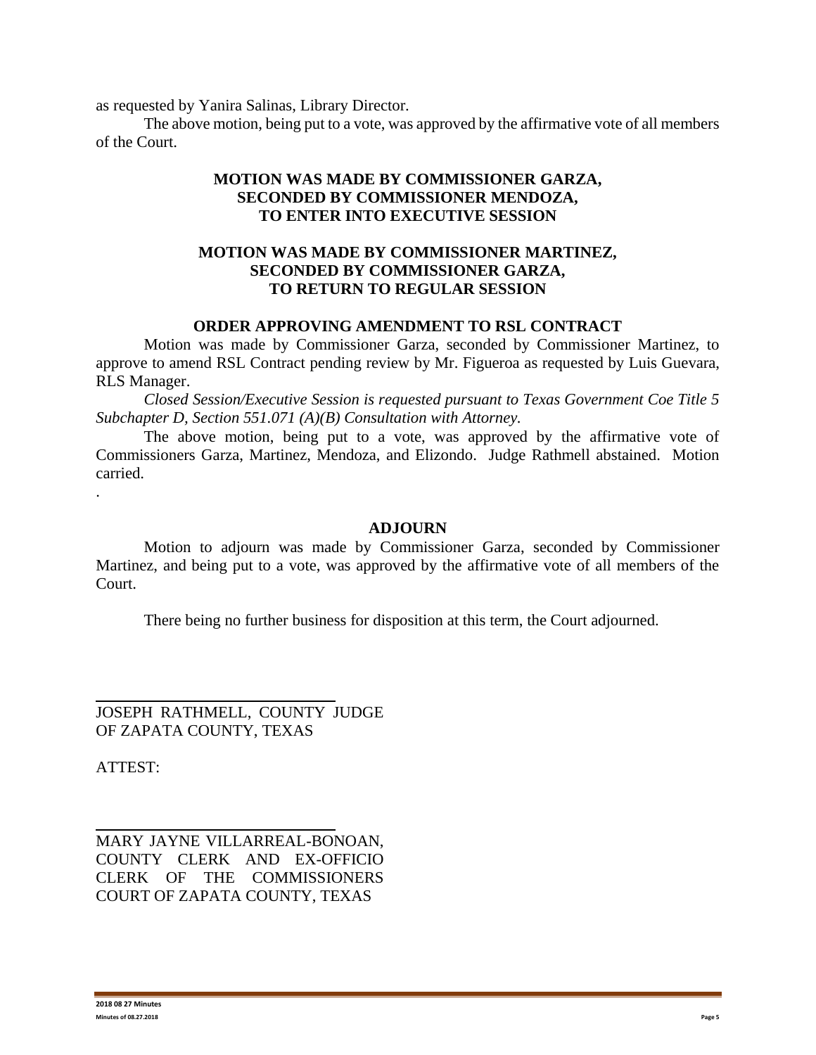as requested by Yanira Salinas, Library Director.

The above motion, being put to a vote, was approved by the affirmative vote of all members of the Court.

**MOTION WAS MADE BY COMMISSIONER GARZA, SECONDED BY COMMISSIONER MENDOZA, TO ENTER INTO EXECUTIVE SESSION**

**MOTION WAS MADE BY COMMISSIONER MARTINEZ, SECONDED BY COMMISSIONER GARZA, TO RETURN TO REGULAR SESSION**

**ORDER APPROVING AMENDMENT TO RSL CONTRACT**

Motion was made by Commissioner Garza, seconded by Commissioner Martinez, to approve to amend RSL Contract pending review by Mr. Figueroa as requested by Luis Guevara, RLS Manager.

*Closed Session/Executive Session is requested pursuant to Texas Government Coe Title 5 Subchapter D, Section 551.071 (A)(B) Consultation with Attorney.*

The above motion, being put to a vote, was approved by the affirmative vote of Commissioners Garza, Martinez, Mendoza, and Elizondo. Judge Rathmell abstained. Motion carried.

.

**ADJOURN**

Motion to adjourn was made by Commissioner Garza, seconded by Commissioner Martinez, and being put to a vote, was approved by the affirmative vote of all members of the Court.

There being no further business for disposition at this term, the Court adjourned.

JOSEPH RATHMELL, COUNTY JUDGE
OF ZAPATA COUNTY, TEXAS

ATTEST:

MARY JAYNE VILLARREAL-BONOAN,
COUNTY CLERK AND EX-OFFICIO
CLERK OF THE COMMISSIONERS
COURT OF ZAPATA COUNTY, TEXAS